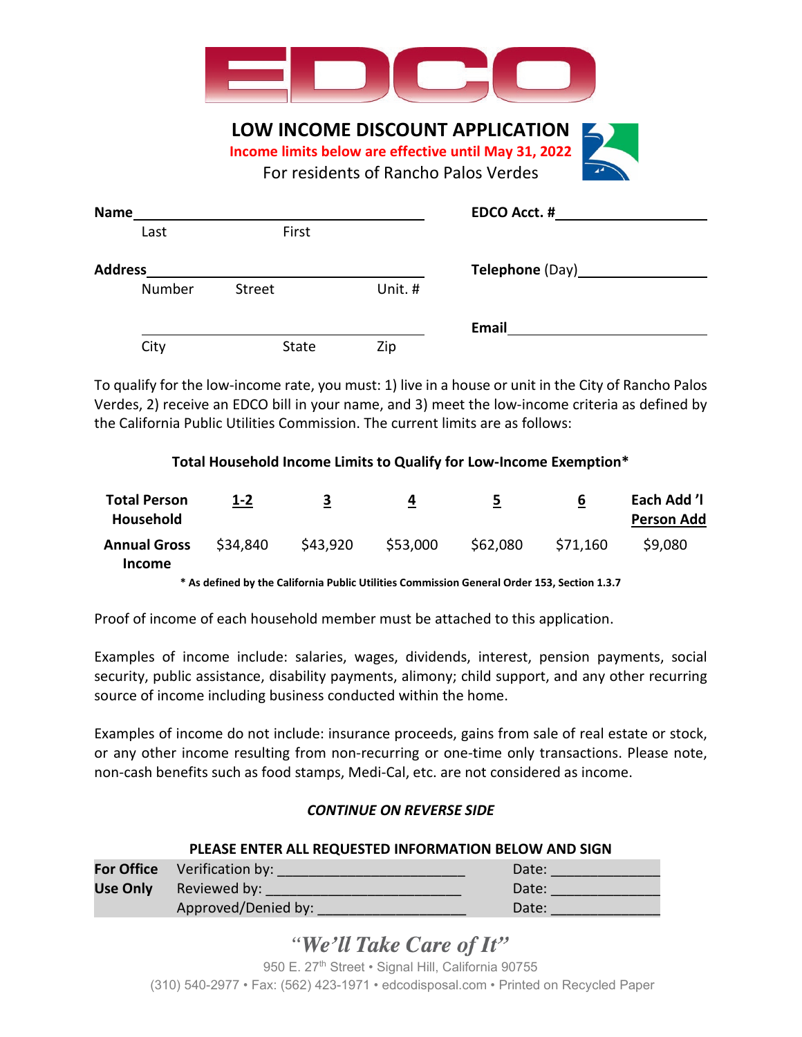# EDCO

## LOW INCOME DISCOUNT APPLICATION

**Income limits below are effective until May 31, 2022**

For residents of Rancho Palos Verdes

**Name**\_\_\_\_\_\_\_\_\_\_\_\_\_\_\_\_\_\_\_\_\_\_\_\_\_\_\_\_\_\_\_\_\_\_\_\_
Last First

**EDCO Acct. #**\_\_\_\_\_\_\_\_\_\_\_\_\_\_\_\_\_\_\_\_

**Address**\_\_\_\_\_\_\_\_\_\_\_\_\_\_\_\_\_\_\_\_\_\_\_\_\_\_\_\_\_\_\_\_\_\_\_\_
Number Street Unit. #

**Telephone** (Day)\_\_\_\_\_\_\_\_\_\_\_\_\_\_\_\_\_\_\_\_

\_\_\_\_\_\_\_\_\_\_\_\_\_\_\_\_\_\_\_\_\_\_\_\_\_\_\_\_\_\_\_\_\_\_\_\_
City State Zip

**Email**\_\_\_\_\_\_\_\_\_\_\_\_\_\_\_\_\_\_\_\_\_\_\_\_\_\_\_\_

To qualify for the low-income rate, you must: 1) live in a house or unit in the City of Rancho Palos Verdes, 2) receive an EDCO bill in your name, and 3) meet the low-income criteria as defined by the California Public Utilities Commission. The current limits are as follows:

**Total Household Income Limits to Qualify for Low-Income Exemption***

| Total Person Household | 1-2 | 3 | 4 | 5 | 6 | Each Add 'l Person Add |
|---|---|---|---|---|---|---|
| Annual Gross Income | $34,840 | $43,920 | $53,000 | $62,080 | $71,160 | $9,080 |

*** As defined by the California Public Utilities Commission General Order 153, Section 1.3.7**

Proof of income of each household member must be attached to this application.

Examples of income include: salaries, wages, dividends, interest, pension payments, social security, public assistance, disability payments, alimony; child support, and any other recurring source of income including business conducted within the home.

Examples of income do not include: insurance proceeds, gains from sale of real estate or stock, or any other income resulting from non-recurring or one-time only transactions. Please note, non-cash benefits such as food stamps, Medi-Cal, etc. are not considered as income.

***CONTINUE ON REVERSE SIDE***

**PLEASE ENTER ALL REQUESTED INFORMATION BELOW AND SIGN**

| For Office Use Only | | |
|---|---|---|
| | Verification by: \_\_\_\_\_\_\_\_\_\_\_\_\_\_\_\_\_\_\_\_\_\_\_\_ | Date: \_\_\_\_\_\_\_\_\_\_\_\_\_ |
| | Reviewed by: \_\_\_\_\_\_\_\_\_\_\_\_\_\_\_\_\_\_\_\_\_\_\_\_ | Date: \_\_\_\_\_\_\_\_\_\_\_\_\_ |
| | Approved/Denied by: \_\_\_\_\_\_\_\_\_\_\_\_\_\_\_\_\_\_ | Date: \_\_\_\_\_\_\_\_\_\_\_\_\_ |

*"We'll Take Care of It"*

950 E. 27th Street • Signal Hill, California 90755

(310) 540-2977 • Fax: (562) 423-1971 • edcodisposal.com • Printed on Recycled Paper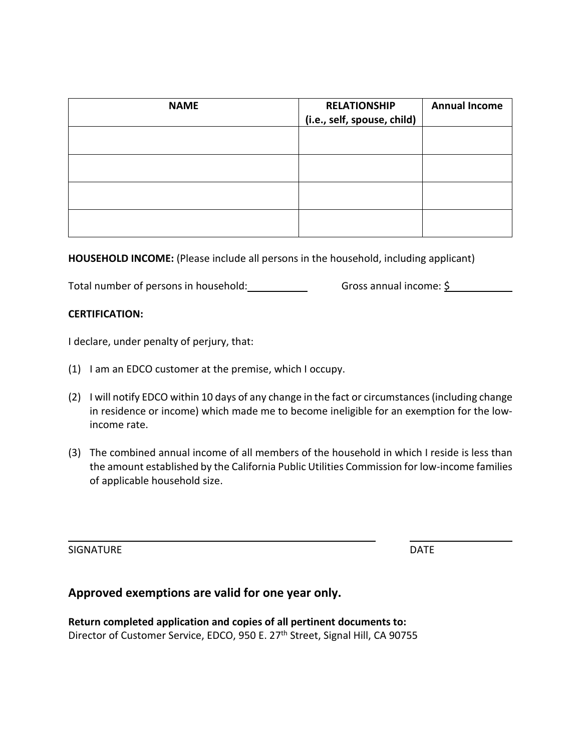| NAME | RELATIONSHIP (i.e., self, spouse, child) | Annual Income |
|---|---|---|
| | | |
| | | |
| | | |
| | | |

**HOUSEHOLD INCOME:** (Please include all persons in the household, including applicant)

Total number of persons in household: \_\_\_\_\_\_\_\_\_\_ Gross annual income: $\_\_\_\_\_\_\_\_\_\_

**CERTIFICATION:**

I declare, under penalty of perjury, that:

(1) I am an EDCO customer at the premise, which I occupy.

(2) I will notify EDCO within 10 days of any change in the fact or circumstances (including change in residence or income) which made me to become ineligible for an exemption for the low-income rate.

(3) The combined annual income of all members of the household in which I reside is less than the amount established by the California Public Utilities Commission for low-income families of applicable household size.

\_\_\_\_\_\_\_\_\_\_\_\_\_\_\_\_\_\_\_\_\_\_\_\_\_\_\_\_\_\_\_\_\_\_\_\_\_\_\_\_ \_\_\_\_\_\_\_\_\_\_\_\_\_\_\_\_

SIGNATURE DATE

## Approved exemptions are valid for one year only.

**Return completed application and copies of all pertinent documents to:**
Director of Customer Service, EDCO, 950 E. 27th Street, Signal Hill, CA 90755